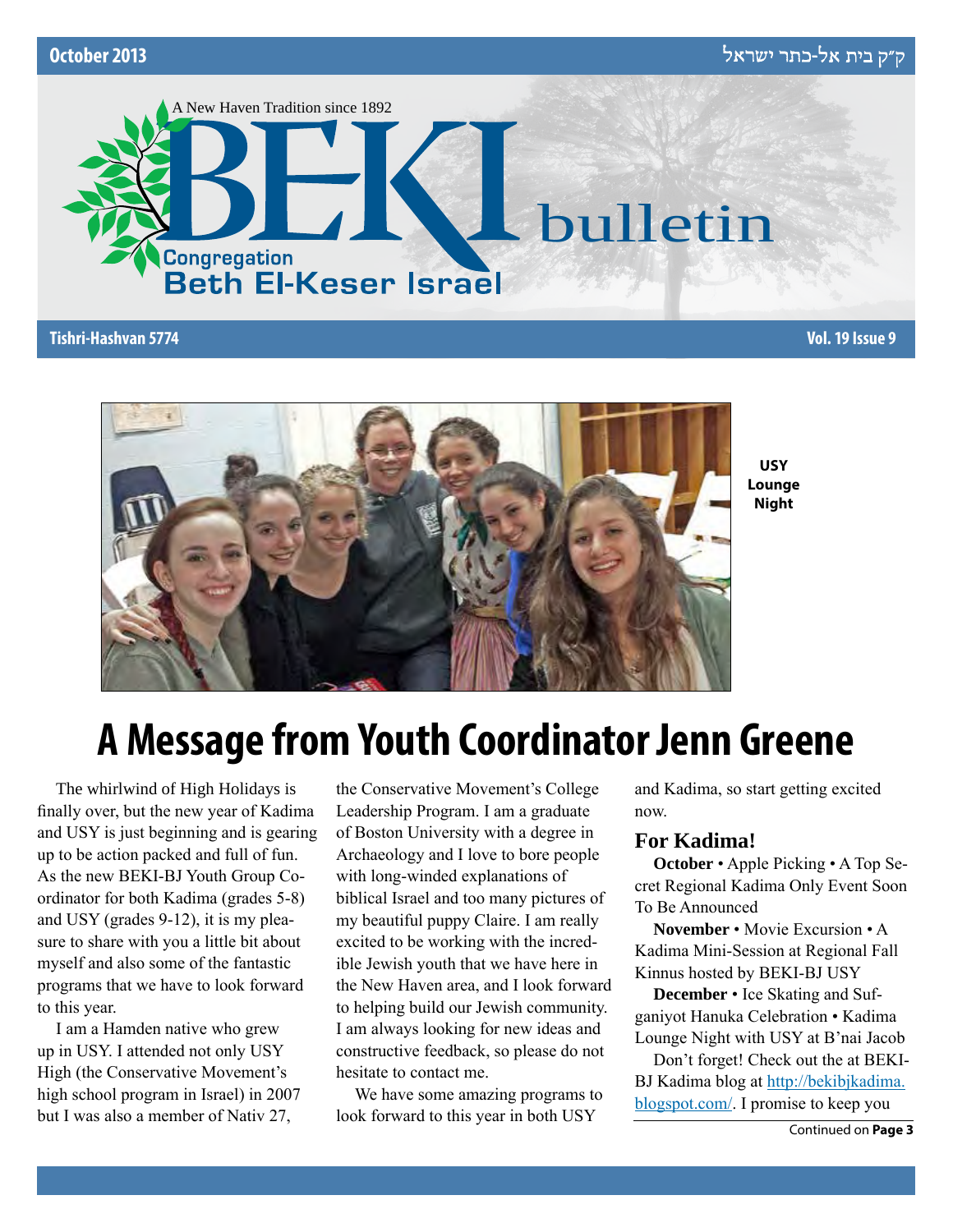October 2013 ק״ק בית אל-כתר ישראל

A New Haven Tradition since 1892

# BEKI bulletin

Congregation Beth El-Keser Israel

Tishri-Hashvan 5774 Vol. 19 Issue 9

USY Lounge Night

# A Message from Youth Coordinator Jenn Greene

The whirlwind of High Holidays is finally over, but the new year of Kadima and USY is just beginning and is gearing up to be action packed and full of fun. As the new BEKI-BJ Youth Group Coordinator for both Kadima (grades 5-8) and USY (grades 9-12), it is my pleasure to share with you a little bit about myself and also some of the fantastic programs that we have to look forward to this year.

I am a Hamden native who grew up in USY. I attended not only USY High (the Conservative Movement's high school program in Israel) in 2007 but I was also a member of Nativ 27, the Conservative Movement's College Leadership Program. I am a graduate of Boston University with a degree in Archaeology and I love to bore people with long-winded explanations of biblical Israel and too many pictures of my beautiful puppy Claire. I am really excited to be working with the incredible Jewish youth that we have here in the New Haven area, and I look forward to helping build our Jewish community. I am always looking for new ideas and constructive feedback, so please do not hesitate to contact me.

We have some amazing programs to look forward to this year in both USY and Kadima, so start getting excited now.

## For Kadima!

**October** • Apple Picking • A Top Secret Regional Kadima Only Event Soon To Be Announced

**November** • Movie Excursion • A Kadima Mini-Session at Regional Fall Kinnus hosted by BEKI-BJ USY

**December** • Ice Skating and Sufganiyot Hanuka Celebration • Kadima Lounge Night with USY at B'nai Jacob

Don't forget! Check out the at BEKI-BJ Kadima blog at http://bekibjkadima.blogspot.com/. I promise to keep you

Continued on **Page 3**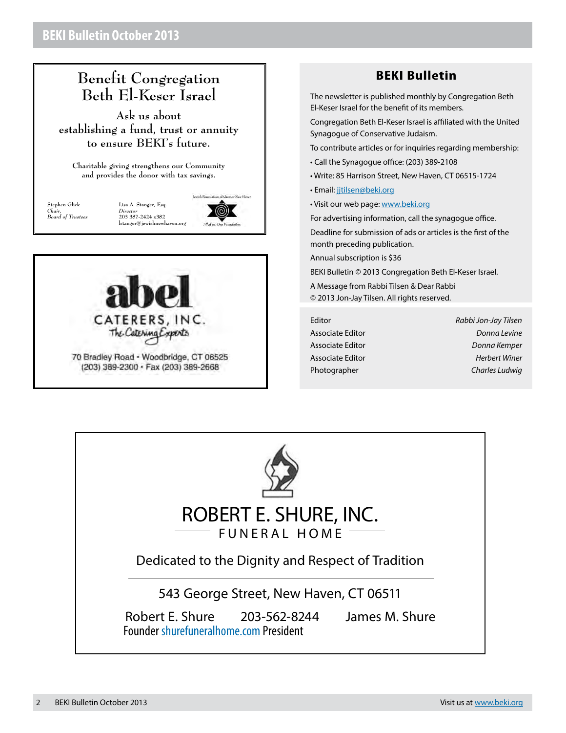Benefit Congregation Beth El-Keser Israel

Ask us about establishing a fund, trust or annuity to ensure BEKI's future.

Charitable giving strengthens our Community and provides the donor with tax savings.

Stephen Glick
*Chair, Board of Trustees*

Lisa A. Stanger, Esq.
*Director*
203 387-2424 x382
lstanger@jewishnewhaven.org

Jewish Foundation of Greater New Haven
*All of us. One Foundation.*

## BEKI Bulletin

The newsletter is published monthly by Congregation Beth El-Keser Israel for the benefit of its members.

Congregation Beth El-Keser Israel is affiliated with the United Synagogue of Conservative Judaism.

To contribute articles or for inquiries regarding membership:

- Call the Synagogue office: (203) 389-2108
- Write: 85 Harrison Street, New Haven, CT 06515-1724
- Email: jjtilsen@beki.org
- Visit our web page: www.beki.org

For advertising information, call the synagogue office.

Deadline for submission of ads or articles is the first of the month preceding publication.

Annual subscription is $36

BEKI Bulletin © 2013 Congregation Beth El-Keser Israel.

A Message from Rabbi Tilsen & Dear Rabbi © 2013 Jon-Jay Tilsen. All rights reserved.

| | |
|---|---|
| Editor | *Rabbi Jon-Jay Tilsen* |
| Associate Editor | *Donna Levine* |
| Associate Editor | *Donna Kemper* |
| Associate Editor | *Herbert Winer* |
| Photographer | *Charles Ludwig* |

**abel**
CATERERS, INC.
*The Catering Experts*
70 Bradley Road • Woodbridge, CT 06525
(203) 389-2300 • Fax (203) 389-2668

ROBERT E. SHURE, INC.
FUNERAL HOME

Dedicated to the Dignity and Respect of Tradition

543 George Street, New Haven, CT 06511

Robert E. Shure — 203-562-8244 — James M. Shure
Founder — shurefuneralhome.com — President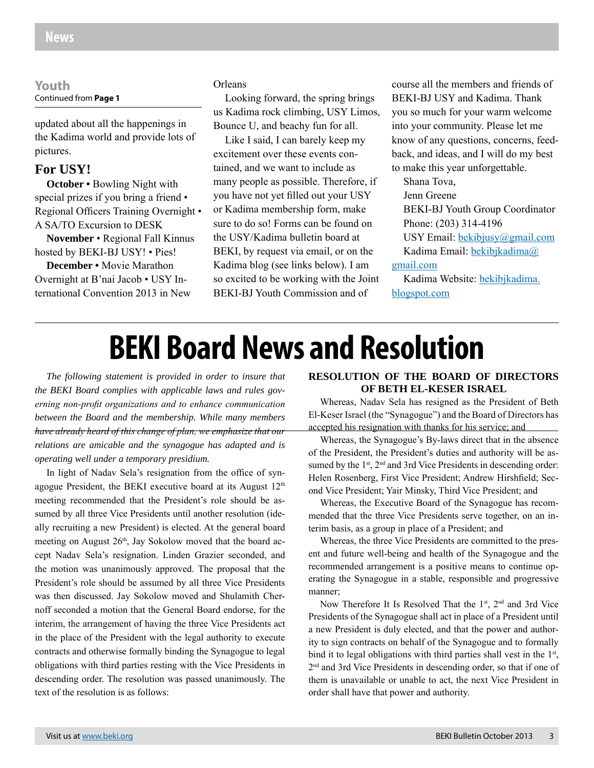## Youth

Continued from **Page 1**

updated about all the happenings in the Kadima world and provide lots of pictures.

### For USY!

**October** • Bowling Night with special prizes if you bring a friend • Regional Officers Training Overnight • A SA/TO Excursion to DESK

**November** • Regional Fall Kinnus hosted by BEKI-BJ USY! • Pies!

**December** • Movie Marathon Overnight at B'nai Jacob • USY International Convention 2013 in New Orleans

Looking forward, the spring brings us Kadima rock climbing, USY Limos, Bounce U, and beachy fun for all.

Like I said, I can barely keep my excitement over these events contained, and we want to include as many people as possible. Therefore, if you have not yet filled out your USY or Kadima membership form, make sure to do so! Forms can be found on the USY/Kadima bulletin board at BEKI, by request via email, or on the Kadima blog (see links below). I am so excited to be working with the Joint BEKI-BJ Youth Commission and of course all the members and friends of BEKI-BJ USY and Kadima. Thank you so much for your warm welcome into your community. Please let me know of any questions, concerns, feedback, and ideas, and I will do my best to make this year unforgettable.

Shana Tova,

Jenn Greene

BEKI-BJ Youth Group Coordinator

Phone: (203) 314-4196

USY Email: bekibjusy@gmail.com

Kadima Email: bekibjkadima@gmail.com

Kadima Website: bekibjkadima.blogspot.com

# BEKI Board News and Resolution

*The following statement is provided in order to insure that the BEKI Board complies with applicable laws and rules governing non-profit organizations and to enhance communication between the Board and the membership. While many members have already heard of this change of plan, we emphasize that our relations are amicable and the synagogue has adapted and is operating well under a temporary presidium.*

In light of Nadav Sela's resignation from the office of synagogue President, the BEKI executive board at its August 12th meeting recommended that the President's role should be assumed by all three Vice Presidents until another resolution (ideally recruiting a new President) is elected. At the general board meeting on August 26th, Jay Sokolow moved that the board accept Nadav Sela's resignation. Linden Grazier seconded, and the motion was unanimously approved. The proposal that the President's role should be assumed by all three Vice Presidents was then discussed. Jay Sokolow moved and Shulamith Chernoff seconded a motion that the General Board endorse, for the interim, the arrangement of having the three Vice Presidents act in the place of the President with the legal authority to execute contracts and otherwise formally binding the Synagogue to legal obligations with third parties resting with the Vice Presidents in descending order. The resolution was passed unanimously. The text of the resolution is as follows:

**RESOLUTION OF THE BOARD OF DIRECTORS OF BETH EL-KESER ISRAEL**

Whereas, Nadav Sela has resigned as the President of Beth El-Keser Israel (the "Synagogue") and the Board of Directors has accepted his resignation with thanks for his service; and

Whereas, the Synagogue's By-laws direct that in the absence of the President, the President's duties and authority will be assumed by the 1st, 2nd and 3rd Vice Presidents in descending order: Helen Rosenberg, First Vice President; Andrew Hirshfield; Second Vice President; Yair Minsky, Third Vice President; and

Whereas, the Executive Board of the Synagogue has recommended that the three Vice Presidents serve together, on an interim basis, as a group in place of a President; and

Whereas, the three Vice Presidents are committed to the present and future well-being and health of the Synagogue and the recommended arrangement is a positive means to continue operating the Synagogue in a stable, responsible and progressive manner;

Now Therefore It Is Resolved That the 1st, 2nd and 3rd Vice Presidents of the Synagogue shall act in place of a President until a new President is duly elected, and that the power and authority to sign contracts on behalf of the Synagogue and to formally bind it to legal obligations with third parties shall vest in the 1st, 2nd and 3rd Vice Presidents in descending order, so that if one of them is unavailable or unable to act, the next Vice President in order shall have that power and authority.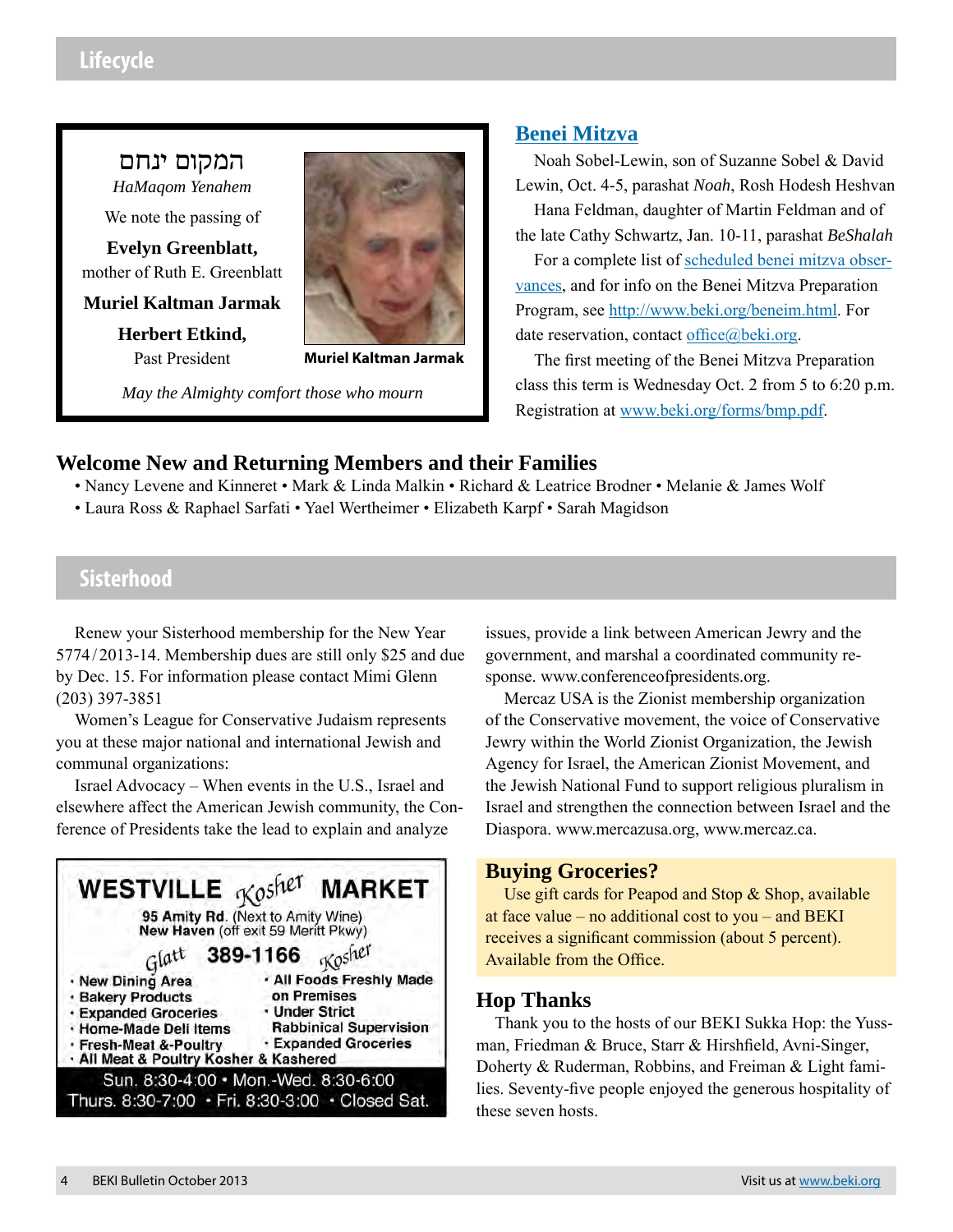## Lifecycle

המקום ינחם

*HaMaqom Yenahem*

We note the passing of

**Evelyn Greenblatt,**
mother of Ruth E. Greenblatt

**Muriel Kaltman Jarmak**

**Herbert Etkind,**
Past President

**Muriel Kaltman Jarmak**

*May the Almighty comfort those who mourn*

### Benei Mitzva

Noah Sobel-Lewin, son of Suzanne Sobel & David Lewin, Oct. 4-5, parashat *Noah*, Rosh Hodesh Heshvan

Hana Feldman, daughter of Martin Feldman and of the late Cathy Schwartz, Jan. 10-11, parashat *BeShalah*

For a complete list of scheduled benei mitzva observances, and for info on the Benei Mitzva Preparation Program, see http://www.beki.org/beneim.html. For date reservation, contact office@beki.org.

The first meeting of the Benei Mitzva Preparation class this term is Wednesday Oct. 2 from 5 to 6:20 p.m. Registration at www.beki.org/forms/bmp.pdf.

### Welcome New and Returning Members and their Families

• Nancy Levene and Kinneret • Mark & Linda Malkin • Richard & Leatrice Brodner • Melanie & James Wolf • Laura Ross & Raphael Sarfati • Yael Wertheimer • Elizabeth Karpf • Sarah Magidson

## Sisterhood

Renew your Sisterhood membership for the New Year 5774 / 2013-14. Membership dues are still only $25 and due by Dec. 15. For information please contact Mimi Glenn (203) 397-3851

Women's League for Conservative Judaism represents you at these major national and international Jewish and communal organizations:

Israel Advocacy – When events in the U.S., Israel and elsewhere affect the American Jewish community, the Conference of Presidents take the lead to explain and analyze issues, provide a link between American Jewry and the government, and marshal a coordinated community response. www.conferenceofpresidents.org.

Mercaz USA is the Zionist membership organization of the Conservative movement, the voice of Conservative Jewry within the World Zionist Organization, the Jewish Agency for Israel, the American Zionist Movement, and the Jewish National Fund to support religious pluralism in Israel and strengthen the connection between Israel and the Diaspora. www.mercazusa.org, www.mercaz.ca.

**WESTVILLE *Kosher* MARKET**

**95 Amity Rd.** (Next to Amity Wine)
**New Haven** (off exit 59 Meritt Pkwy)

*Glatt* **389-1166** *Kosher*

- New Dining Area
- Bakery Products
- Expanded Groceries
- Home-Made Deli Items
- Fresh-Meat &-Poultry
- All Foods Freshly Made on Premises
- Under Strict Rabbinical Supervision
- Expanded Groceries
- All Meat & Poultry Kosher & Kashered

Sun. 8:30-4:00 • Mon.-Wed. 8:30-6:00
Thurs. 8:30-7:00 • Fri. 8:30-3:00 • Closed Sat.

### Buying Groceries?

Use gift cards for Peapod and Stop & Shop, available at face value – no additional cost to you – and BEKI receives a significant commission (about 5 percent). Available from the Office.

### Hop Thanks

Thank you to the hosts of our BEKI Sukka Hop: the Yussman, Friedman & Bruce, Starr & Hirshfield, Avni-Singer, Doherty & Ruderman, Robbins, and Freiman & Light families. Seventy-five people enjoyed the generous hospitality of these seven hosts.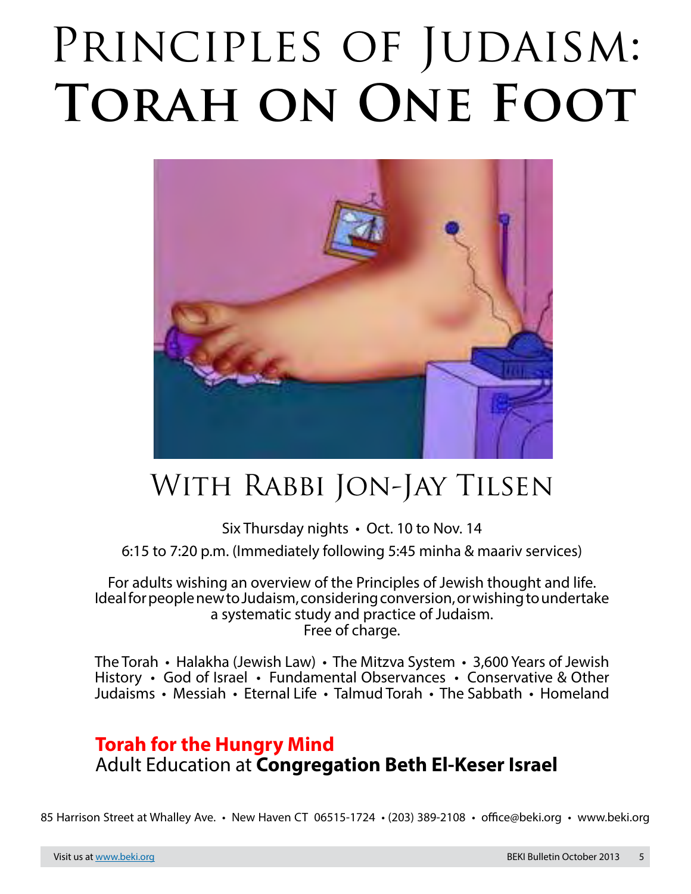# Principles of Judaism: Torah on One Foot

## With Rabbi Jon-Jay Tilsen

Six Thursday nights • Oct. 10 to Nov. 14

6:15 to 7:20 p.m. (Immediately following 5:45 minha & maariv services)

For adults wishing an overview of the Principles of Jewish thought and life. Ideal for people new to Judaism, considering conversion, or wishing to undertake a systematic study and practice of Judaism. Free of charge.

The Torah • Halakha (Jewish Law) • The Mitzva System • 3,600 Years of Jewish History • God of Israel • Fundamental Observances • Conservative & Other Judaisms • Messiah • Eternal Life • Talmud Torah • The Sabbath • Homeland

**Torah for the Hungry Mind**
Adult Education at **Congregation Beth El-Keser Israel**

85 Harrison Street at Whalley Ave. • New Haven CT 06515-1724 • (203) 389-2108 • office@beki.org • www.beki.org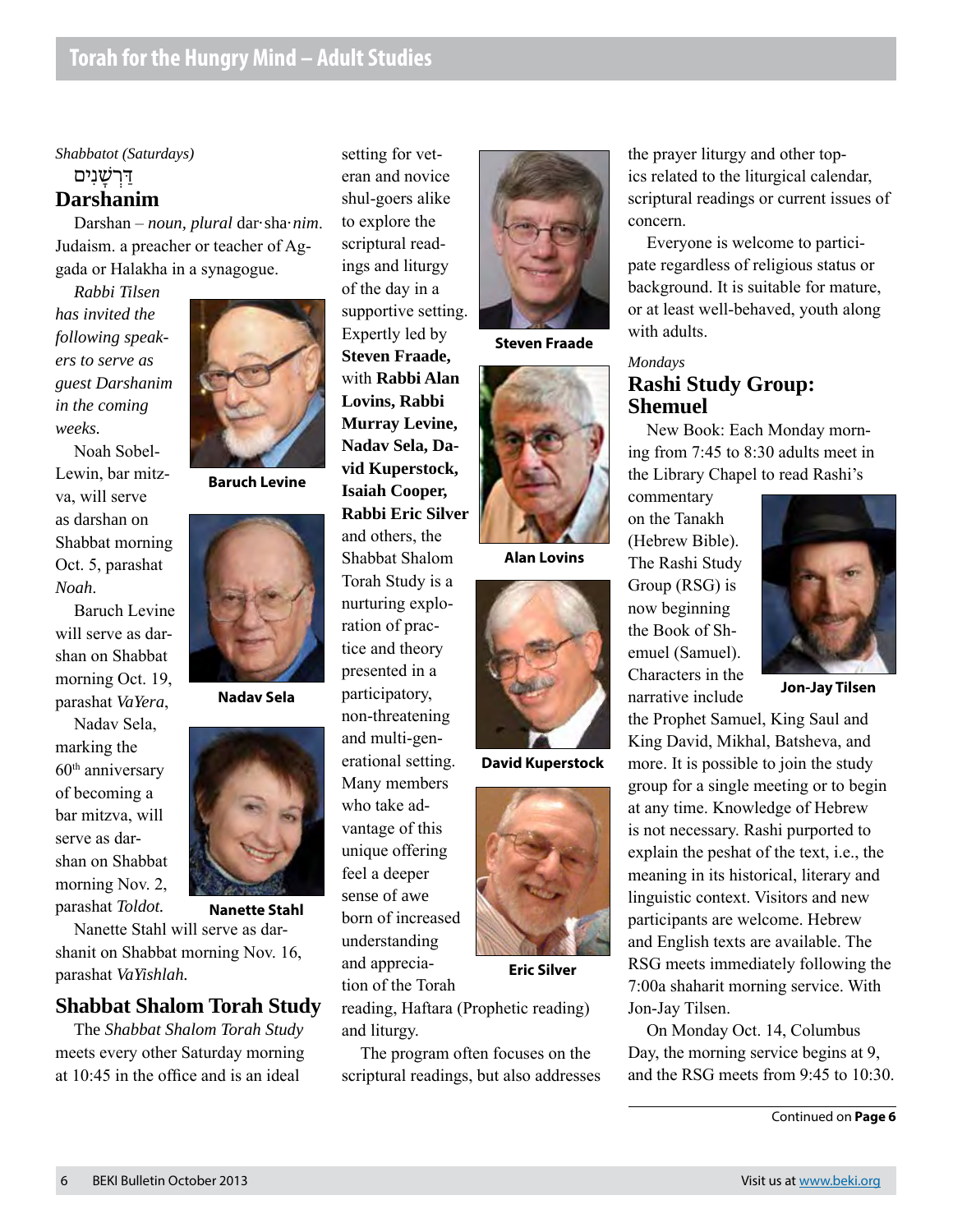## Torah for the Hungry Mind – Adult Studies

*Shabbatot (Saturdays)*

### דַּרְשָׁנִים
### Darshanim

Darshan – *noun, plural* dar·sha·*nim*. Judaism. a preacher or teacher of Aggada or Halakha in a synagogue.

*Rabbi Tilsen has invited the following speakers to serve as guest Darshanim in the coming weeks.*

Noah Sobel-Lewin, bar mitzva, will serve as darshan on Shabbat morning Oct. 5, parashat *Noah*.

Baruch Levine will serve as darshan on Shabbat morning Oct. 19, parashat *VaYera*,

Nadav Sela, marking the 60th anniversary of becoming a bar mitzva, will serve as darshan on Shabbat morning Nov. 2, parashat *Toldot.*

Nanette Stahl will serve as darshanit on Shabbat morning Nov. 16, parashat *VaYishlah.*

**Baruch Levine**

**Nadav Sela**

**Nanette Stahl**

### Shabbat Shalom Torah Study

The *Shabbat Shalom Torah Study* meets every other Saturday morning at 10:45 in the office and is an ideal setting for veteran and novice shul-goers alike to explore the scriptural readings and liturgy of the day in a supportive setting. Expertly led by **Steven Fraade,** with **Rabbi Alan Lovins, Rabbi Murray Levine, Nadav Sela, David Kuperstock, Isaiah Cooper, Rabbi Eric Silver** and others, the Shabbat Shalom Torah Study is a nurturing exploration of practice and theory presented in a participatory, non-threatening and multi-generational setting. Many members who take advantage of this unique offering feel a deeper sense of awe born of increased understanding and appreciation of the Torah reading, Haftara (Prophetic reading) and liturgy.

The program often focuses on the scriptural readings, but also addresses the prayer liturgy and other topics related to the liturgical calendar, scriptural readings or current issues of concern.

Everyone is welcome to participate regardless of religious status or background. It is suitable for mature, or at least well-behaved, youth along with adults.

**Steven Fraade**

**Alan Lovins**

**David Kuperstock**

**Eric Silver**

*Mondays*

### Rashi Study Group: Shemuel

New Book: Each Monday morning from 7:45 to 8:30 adults meet in the Library Chapel to read Rashi's commentary on the Tanakh (Hebrew Bible). The Rashi Study Group (RSG) is now beginning the Book of Shemuel (Samuel). Characters in the narrative include the Prophet Samuel, King Saul and King David, Mikhal, Batsheva, and more. It is possible to join the study group for a single meeting or to begin at any time. Knowledge of Hebrew is not necessary. Rashi purported to explain the peshat of the text, i.e., the meaning in its historical, literary and linguistic context. Visitors and new participants are welcome. Hebrew and English texts are available. The RSG meets immediately following the 7:00a shaharit morning service. With Jon-Jay Tilsen.

**Jon-Jay Tilsen**

On Monday Oct. 14, Columbus Day, the morning service begins at 9, and the RSG meets from 9:45 to 10:30.

Continued on **Page 6**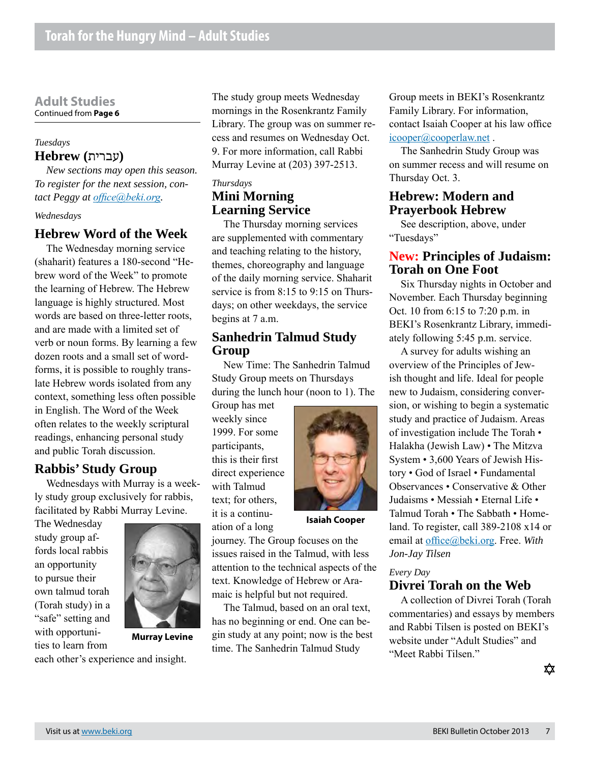## Adult Studies

Continued from **Page 6**

*Tuesdays*

### Hebrew (עברית)

*New sections may open this season. To register for the next session, contact Peggy at office@beki.org.*

*Wednesdays*

### Hebrew Word of the Week

The Wednesday morning service (shaharit) features a 180-second "Hebrew word of the Week" to promote the learning of Hebrew. The Hebrew language is highly structured. Most words are based on three-letter roots, and are made with a limited set of verb or noun forms. By learning a few dozen roots and a small set of word-forms, it is possible to roughly translate Hebrew words isolated from any context, something less often possible in English. The Word of the Week often relates to the weekly scriptural readings, enhancing personal study and public Torah discussion.

### Rabbis' Study Group

Wednesdays with Murray is a weekly study group exclusively for rabbis, facilitated by Rabbi Murray Levine. The Wednesday study group affords local rabbis an opportunity to pursue their own talmud torah (Torah study) in a "safe" setting and with opportunities to learn from each other's experience and insight.

**Murray Levine**

The study group meets Wednesday mornings in the Rosenkrantz Family Library. The group was on summer recess and resumes on Wednesday Oct. 9. For more information, call Rabbi Murray Levine at (203) 397-2513.

*Thursdays*

### Mini Morning Learning Service

The Thursday morning services are supplemented with commentary and teaching relating to the history, themes, choreography and language of the daily morning service. Shaharit service is from 8:15 to 9:15 on Thursdays; on other weekdays, the service begins at 7 a.m.

### Sanhedrin Talmud Study Group

New Time: The Sanhedrin Talmud Study Group meets on Thursdays during the lunch hour (noon to 1). The Group has met weekly since 1999. For some participants, this is their first direct experience with Talmud text; for others, it is a continuation of a long journey. The Group focuses on the issues raised in the Talmud, with less attention to the technical aspects of the text. Knowledge of Hebrew or Aramaic is helpful but not required.

**Isaiah Cooper**

The Talmud, based on an oral text, has no beginning or end. One can begin study at any point; now is the best time. The Sanhedrin Talmud Study Group meets in BEKI's Rosenkrantz Family Library. For information, contact Isaiah Cooper at his law office icooper@cooperlaw.net .

The Sanhedrin Study Group was on summer recess and will resume on Thursday Oct. 3.

### Hebrew: Modern and Prayerbook Hebrew

See description, above, under "Tuesdays"

### New: Principles of Judaism: Torah on One Foot

Six Thursday nights in October and November. Each Thursday beginning Oct. 10 from 6:15 to 7:20 p.m. in BEKI's Rosenkrantz Library, immediately following 5:45 p.m. service.

A survey for adults wishing an overview of the Principles of Jewish thought and life. Ideal for people new to Judaism, considering conversion, or wishing to begin a systematic study and practice of Judaism. Areas of investigation include The Torah • Halakha (Jewish Law) • The Mitzva System • 3,600 Years of Jewish History • God of Israel • Fundamental Observances • Conservative & Other Judaisms • Messiah • Eternal Life • Talmud Torah • The Sabbath • Homeland. To register, call 389-2108 x14 or email at office@beki.org. Free. *With Jon-Jay Tilsen*

*Every Day*

### Divrei Torah on the Web

A collection of Divrei Torah (Torah commentaries) and essays by members and Rabbi Tilsen is posted on BEKI's website under "Adult Studies" and "Meet Rabbi Tilsen."

✡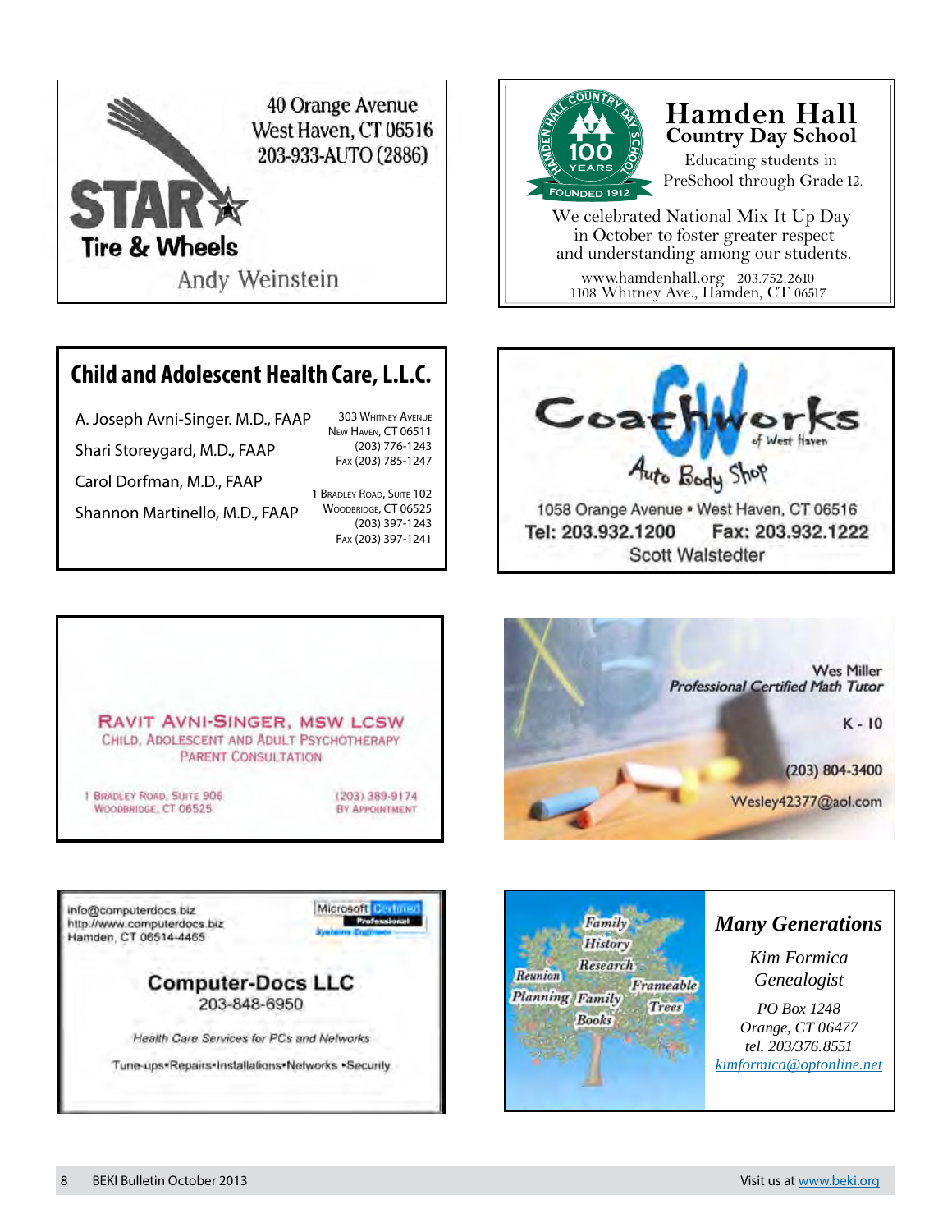**STAR Tire & Wheels**

40 Orange Avenue
West Haven, CT 06516
203-933-AUTO (2886)

Andy Weinstein

---

**Hamden Hall Country Day School**

100 Years — Founded 1912

Educating students in PreSchool through Grade 12.

We celebrated National Mix It Up Day in October to foster greater respect and understanding among our students.

www.hamdenhall.org 203.752.2610
1108 Whitney Ave., Hamden, CT 06517

---

**Child and Adolescent Health Care, L.L.C.**

A. Joseph Avni-Singer. M.D., FAAP
Shari Storeygard, M.D., FAAP
Carol Dorfman, M.D., FAAP
Shannon Martinello, M.D., FAAP

303 Whitney Avenue
New Haven, CT 06511
(203) 776-1243
Fax (203) 785-1247

1 Bradley Road, Suite 102
Woodbridge, CT 06525
(203) 397-1243
Fax (203) 397-1241

---

**CoachWorks of West Haven**

Auto Body Shop

1058 Orange Avenue • West Haven, CT 06516
Tel: 203.932.1200 Fax: 203.932.1222
Scott Walstedter

---

**Ravit Avni-Singer, MSW LCSW**

Child, Adolescent and Adult Psychotherapy
Parent Consultation

1 Bradley Road, Suite 906
Woodbridge, CT 06525

(203) 389-9174
By Appointment

---

Wes Miller
*Professional Certified Math Tutor*

K - 10

(203) 804-3400

Wesley42377@aol.com

---

info@computerdocs.biz
http://www.computerdocs.biz
Hamden, CT 06514-4465

Microsoft Certified Professional Systems Engineer

**Computer-Docs LLC**
203-848-6950

*Health Care Services for PCs and Networks*

Tune-ups•Repairs•Installations•Networks •Security

---

Family History Research Reunion Planning Frameable Family Trees Books

***Many Generations***

*Kim Formica*
*Genealogist*

*PO Box 1248*
*Orange, CT 06477*
*tel. 203/376.8551*
*kimformica@optonline.net*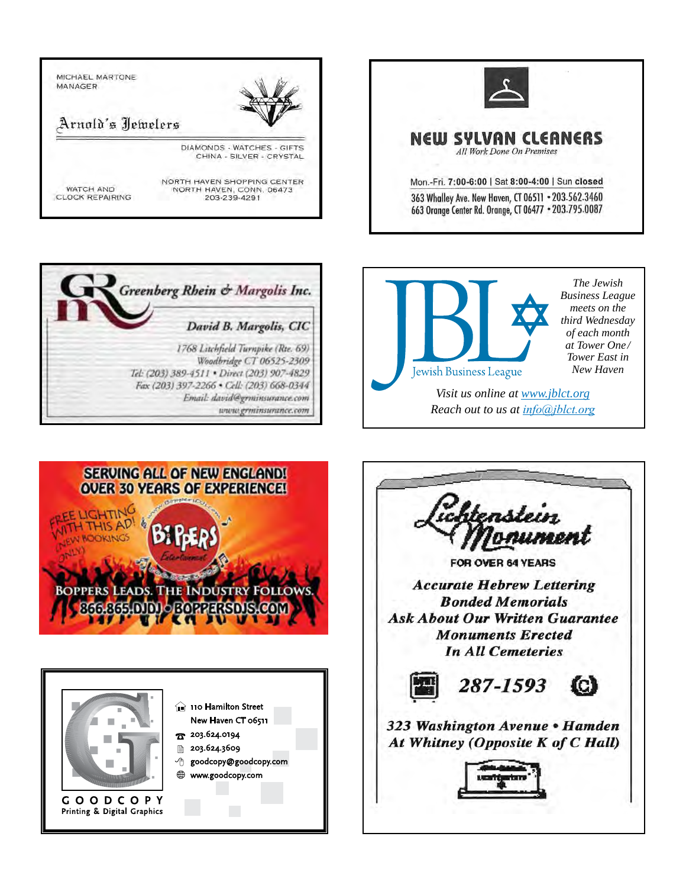MICHAEL MARTONE
MANAGER

**Arnold's Jewelers**

DIAMONDS - WATCHES - GIFTS
CHINA - SILVER - CRYSTAL

WATCH AND
CLOCK REPAIRING

NORTH HAVEN SHOPPING CENTER
NORTH HAVEN, CONN. 06473
203-239-4291

---

**NEW SYLVAN CLEANERS**

*All Work Done On Premises*

Mon.-Fri. **7:00-6:00** | Sat **8:00-4:00** | Sun **closed**

363 Whalley Ave. New Haven, CT 06511 • 203.562.3460
663 Orange Center Rd. Orange, CT 06477 • 203.795.0087

---

*Greenberg Rhein & Margolis Inc.*

*David B. Margolis, CIC*

*1768 Litchfield Turnpike (Rte. 69)*
*Woodbridge CT 06525-2309*
*Tel: (203) 389-4511 • Direct (203) 907-4829*
*Fax (203) 397-2266 • Cell: (203) 668-0344*
*Email: david@grminsurance.com*
*www.grminsurance.com*

---

**JBL**
Jewish Business League

*The Jewish Business League meets on the third Wednesday of each month at Tower One/ Tower East in New Haven*

*Visit us online at www.jblct.org*
*Reach out to us at info@jblct.org*

---

**SERVING ALL OF NEW ENGLAND!**
**OVER 30 YEARS OF EXPERIENCE!**

FREE LIGHTING WITH THIS AD! (NEW BOOKINGS ONLY)

BOPPERS Entertainment

www.BoppersDJs.com

BOPPERS LEADS. THE INDUSTRY FOLLOWS.
866.865.DJDJ • BOPPERSDJS.COM

---

**Lichtenstein Monument**

FOR OVER 64 YEARS

***Accurate Hebrew Lettering***
***Bonded Memorials***
***Ask About Our Written Guarantee***
***Monuments Erected***
***In All Cemeteries***

***287-1593***

***323 Washington Avenue • Hamden***
***At Whitney (Opposite K of C Hall)***

---

110 Hamilton Street
New Haven CT 06511
203.624.0194
203.624.3609
goodcopy@goodcopy.com
www.goodcopy.com

GOODCOPY
Printing & Digital Graphics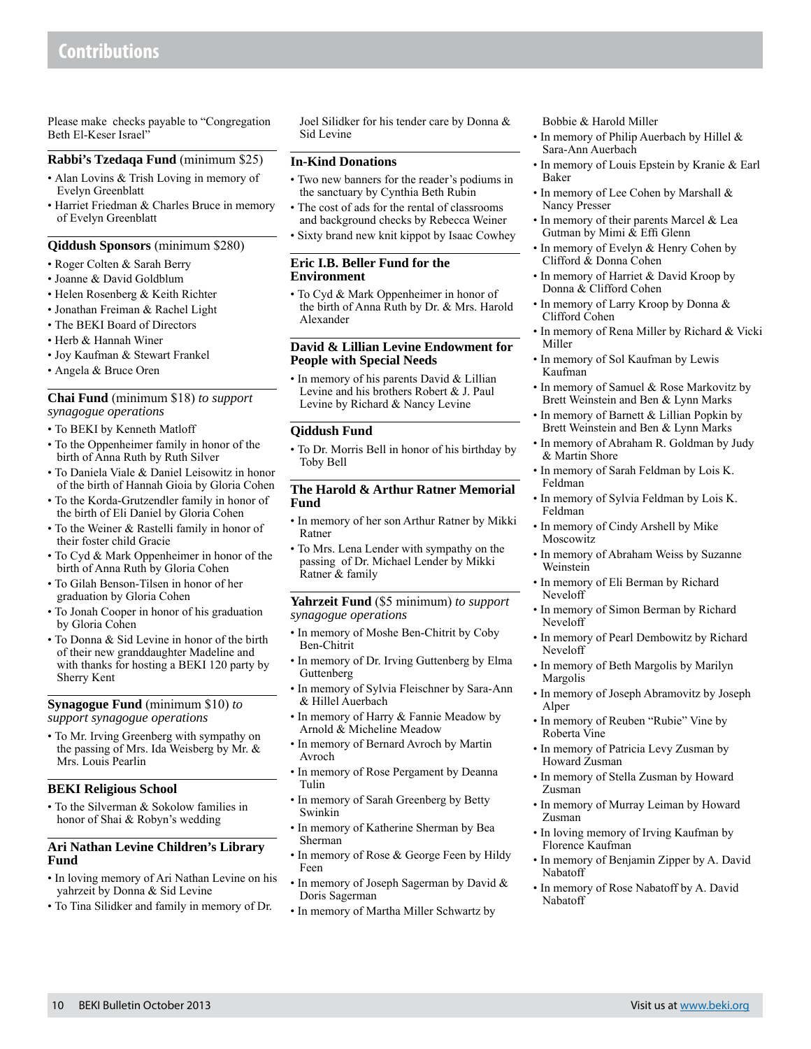# Contributions

Please make checks payable to "Congregation Beth El-Keser Israel"

## Rabbi's Tzedaqa Fund (minimum $25)

- Alan Lovins & Trish Loving in memory of Evelyn Greenblatt
- Harriet Friedman & Charles Bruce in memory of Evelyn Greenblatt

## Qiddush Sponsors (minimum $280)

- Roger Colten & Sarah Berry
- Joanne & David Goldblum
- Helen Rosenberg & Keith Richter
- Jonathan Freiman & Rachel Light
- The BEKI Board of Directors
- Herb & Hannah Winer
- Joy Kaufman & Stewart Frankel
- Angela & Bruce Oren

## Chai Fund (minimum $18) *to support synagogue operations*

- To BEKI by Kenneth Matloff
- To the Oppenheimer family in honor of the birth of Anna Ruth by Ruth Silver
- To Daniela Viale & Daniel Leisowitz in honor of the birth of Hannah Gioia by Gloria Cohen
- To the Korda-Grutzendler family in honor of the birth of Eli Daniel by Gloria Cohen
- To the Weiner & Rastelli family in honor of their foster child Gracie
- To Cyd & Mark Oppenheimer in honor of the birth of Anna Ruth by Gloria Cohen
- To Gilah Benson-Tilsen in honor of her graduation by Gloria Cohen
- To Jonah Cooper in honor of his graduation by Gloria Cohen
- To Donna & Sid Levine in honor of the birth of their new granddaughter Madeline and with thanks for hosting a BEKI 120 party by Sherry Kent

## Synagogue Fund (minimum $10) *to support synagogue operations*

- To Mr. Irving Greenberg with sympathy on the passing of Mrs. Ida Weisberg by Mr. & Mrs. Louis Pearlin

## BEKI Religious School

- To the Silverman & Sokolow families in honor of Shai & Robyn's wedding

## Ari Nathan Levine Children's Library Fund

- In loving memory of Ari Nathan Levine on his yahrzeit by Donna & Sid Levine
- To Tina Silidker and family in memory of Dr. Joel Silidker for his tender care by Donna & Sid Levine

## In-Kind Donations

- Two new banners for the reader's podiums in the sanctuary by Cynthia Beth Rubin
- The cost of ads for the rental of classrooms and background checks by Rebecca Weiner
- Sixty brand new knit kippot by Isaac Cowhey

## Eric I.B. Beller Fund for the Environment

- To Cyd & Mark Oppenheimer in honor of the birth of Anna Ruth by Dr. & Mrs. Harold Alexander

## David & Lillian Levine Endowment for People with Special Needs

- In memory of his parents David & Lillian Levine and his brothers Robert & J. Paul Levine by Richard & Nancy Levine

## Qiddush Fund

- To Dr. Morris Bell in honor of his birthday by Toby Bell

## The Harold & Arthur Ratner Memorial Fund

- In memory of her son Arthur Ratner by Mikki Ratner
- To Mrs. Lena Lender with sympathy on the passing of Dr. Michael Lender by Mikki Ratner & family

## Yahrzeit Fund ($5 minimum) *to support synagogue operations*

- In memory of Moshe Ben-Chitrit by Coby Ben-Chitrit
- In memory of Dr. Irving Guttenberg by Elma Guttenberg
- In memory of Sylvia Fleischner by Sara-Ann & Hillel Auerbach
- In memory of Harry & Fannie Meadow by Arnold & Micheline Meadow
- In memory of Bernard Avroch by Martin Avroch
- In memory of Rose Pergament by Deanna Tulin
- In memory of Sarah Greenberg by Betty Swinkin
- In memory of Katherine Sherman by Bea Sherman
- In memory of Rose & George Feen by Hildy Feen
- In memory of Joseph Sagerman by David & Doris Sagerman
- In memory of Martha Miller Schwartz by Bobbie & Harold Miller
- In memory of Philip Auerbach by Hillel & Sara-Ann Auerbach
- In memory of Louis Epstein by Kranie & Earl Baker
- In memory of Lee Cohen by Marshall & Nancy Presser
- In memory of their parents Marcel & Lea Gutman by Mimi & Effi Glenn
- In memory of Evelyn & Henry Cohen by Clifford & Donna Cohen
- In memory of Harriet & David Kroop by Donna & Clifford Cohen
- In memory of Larry Kroop by Donna & Clifford Cohen
- In memory of Rena Miller by Richard & Vicki Miller
- In memory of Sol Kaufman by Lewis Kaufman
- In memory of Samuel & Rose Markovitz by Brett Weinstein and Ben & Lynn Marks
- In memory of Barnett & Lillian Popkin by Brett Weinstein and Ben & Lynn Marks
- In memory of Abraham R. Goldman by Judy & Martin Shore
- In memory of Sarah Feldman by Lois K. Feldman
- In memory of Sylvia Feldman by Lois K. Feldman
- In memory of Cindy Arshell by Mike Moscowitz
- In memory of Abraham Weiss by Suzanne Weinstein
- In memory of Eli Berman by Richard Neveloff
- In memory of Simon Berman by Richard Neveloff
- In memory of Pearl Dembowitz by Richard Neveloff
- In memory of Beth Margolis by Marilyn Margolis
- In memory of Joseph Abramovitz by Joseph Alper
- In memory of Reuben "Rubie" Vine by Roberta Vine
- In memory of Patricia Levy Zusman by Howard Zusman
- In memory of Stella Zusman by Howard Zusman
- In memory of Murray Leiman by Howard Zusman
- In loving memory of Irving Kaufman by Florence Kaufman
- In memory of Benjamin Zipper by A. David Nabatoff
- In memory of Rose Nabatoff by A. David Nabatoff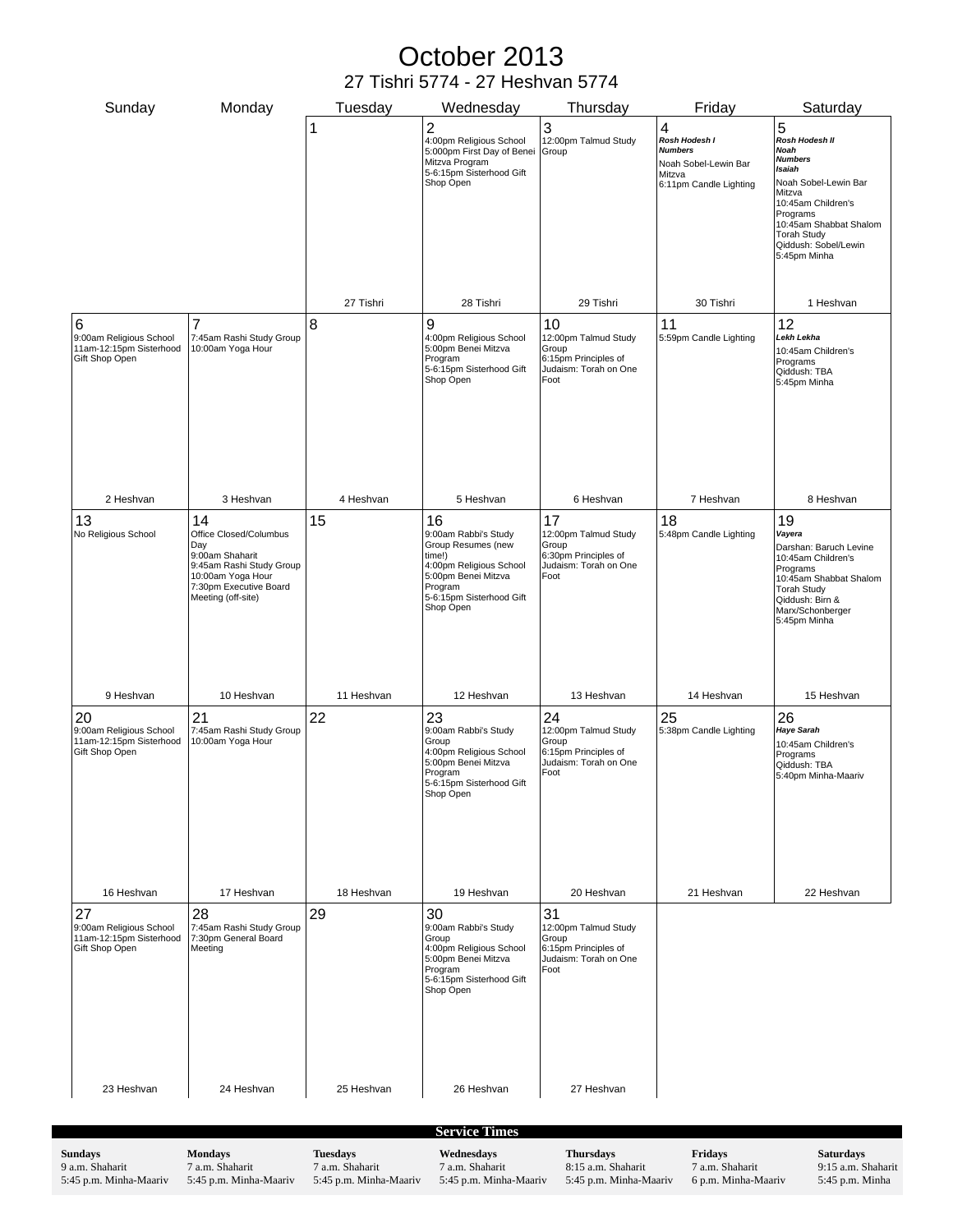# October 2013

## 27 Tishri 5774 - 27 Heshvan 5774

| Sunday | Monday | Tuesday | Wednesday | Thursday | Friday | Saturday |
|---|---|---|---|---|---|---|
| | | 1<br><br>27 Tishri | 2<br>4:00pm Religious School<br>5:000pm First Day of Benei Mitzva Program<br>5-6:15pm Sisterhood Gift Shop Open<br><br>28 Tishri | 3<br>12:00pm Talmud Study Group<br><br>29 Tishri | 4<br>*Rosh Hodesh I*<br>*Numbers*<br>Noah Sobel-Lewin Bar Mitzva<br>6:11pm Candle Lighting<br><br>30 Tishri | 5<br>*Rosh Hodesh II*<br>*Noah*<br>*Numbers*<br>*Isaiah*<br>Noah Sobel-Lewin Bar Mitzva<br>10:45am Children's Programs<br>10:45am Shabbat Shalom Torah Study<br>Qiddush: Sobel/Lewin<br>5:45pm Minha<br><br>1 Heshvan |
| 6<br>9:00am Religious School<br>11am-12:15pm Sisterhood Gift Shop Open<br><br>2 Heshvan | 7<br>7:45am Rashi Study Group<br>10:00am Yoga Hour<br><br>3 Heshvan | 8<br><br>4 Heshvan | 9<br>4:00pm Religious School<br>5:00pm Benei Mitzva Program<br>5-6:15pm Sisterhood Gift Shop Open<br><br>5 Heshvan | 10<br>12:00pm Talmud Study Group<br>6:15pm Principles of Judaism: Torah on One Foot<br><br>6 Heshvan | 11<br>5:59pm Candle Lighting<br><br>7 Heshvan | 12<br>*Lekh Lekha*<br>10:45am Children's Programs<br>Qiddush: TBA<br>5:45pm Minha<br><br>8 Heshvan |
| 13<br>No Religious School<br><br>9 Heshvan | 14<br>Office Closed/Columbus Day<br>9:00am Shaharit<br>9:45am Rashi Study Group<br>10:00am Yoga Hour<br>7:30pm Executive Board Meeting (off-site)<br><br>10 Heshvan | 15<br><br>11 Heshvan | 16<br>9:00am Rabbi's Study Group Resumes (new time!)<br>4:00pm Religious School<br>5:00pm Benei Mitzva Program<br>5-6:15pm Sisterhood Gift Shop Open<br><br>12 Heshvan | 17<br>12:00pm Talmud Study Group<br>6:30pm Principles of Judaism: Torah on One Foot<br><br>13 Heshvan | 18<br>5:48pm Candle Lighting<br><br>14 Heshvan | 19<br>*Vayera*<br>Darshan: Baruch Levine<br>10:45am Children's Programs<br>10:45am Shabbat Shalom Torah Study<br>Qiddush: Birn & Marx/Schonberger<br>5:45pm Minha<br><br>15 Heshvan |
| 20<br>9:00am Religious School<br>11am-12:15pm Sisterhood Gift Shop Open<br><br>16 Heshvan | 21<br>7:45am Rashi Study Group<br>10:00am Yoga Hour<br><br>17 Heshvan | 22<br><br>18 Heshvan | 23<br>9:00am Rabbi's Study Group<br>4:00pm Religious School<br>5:00pm Benei Mitzva Program<br>5-6:15pm Sisterhood Gift Shop Open<br><br>19 Heshvan | 24<br>12:00pm Talmud Study Group<br>6:15pm Principles of Judaism: Torah on One Foot<br><br>20 Heshvan | 25<br>5:38pm Candle Lighting<br><br>21 Heshvan | 26<br>*Haye Sarah*<br>10:45am Children's Programs<br>Qiddush: TBA<br>5:40pm Minha-Maariv<br><br>22 Heshvan |
| 27<br>9:00am Religious School<br>11am-12:15pm Sisterhood Gift Shop Open<br><br>23 Heshvan | 28<br>7:45am Rashi Study Group<br>7:30pm General Board Meeting<br><br>24 Heshvan | 29<br><br>25 Heshvan | 30<br>9:00am Rabbi's Study Group<br>4:00pm Religious School<br>5:00pm Benei Mitzva Program<br>5-6:15pm Sisterhood Gift Shop Open<br><br>26 Heshvan | 31<br>12:00pm Talmud Study Group<br>6:15pm Principles of Judaism: Torah on One Foot<br><br>27 Heshvan | | |

## Service Times

| Sundays | Mondays | Tuesdays | Wednesdays | Thursdays | Fridays | Saturdays |
|---|---|---|---|---|---|---|
| 9 a.m. Shaharit | 7 a.m. Shaharit | 7 a.m. Shaharit | 7 a.m. Shaharit | 8:15 a.m. Shaharit | 7 a.m. Shaharit | 9:15 a.m. Shaharit |
| 5:45 p.m. Minha-Maariv | 5:45 p.m. Minha-Maariv | 5:45 p.m. Minha-Maariv | 5:45 p.m. Minha-Maariv | 5:45 p.m. Minha-Maariv | 6 p.m. Minha-Maariv | 5:45 p.m. Minha |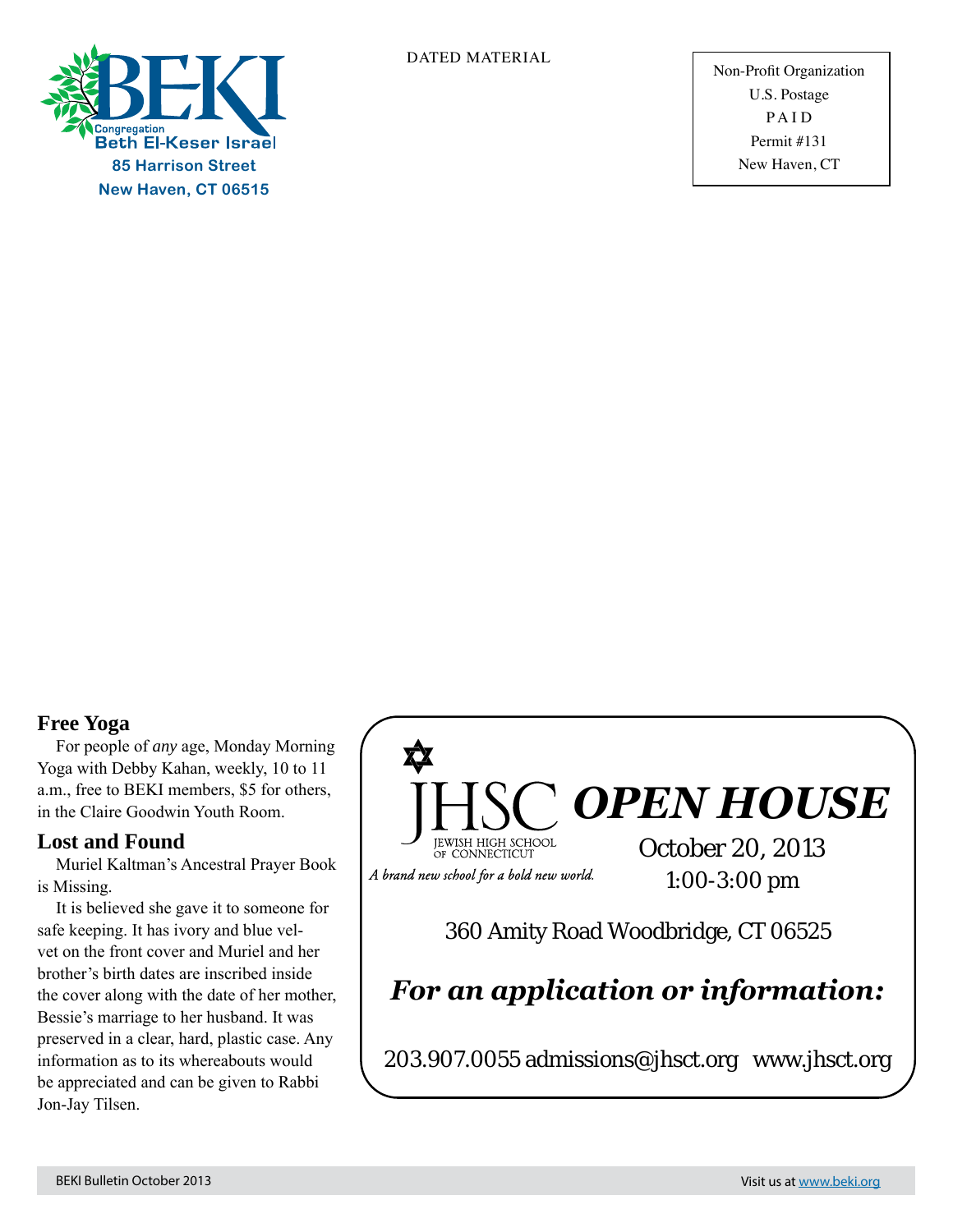Congregation Beth El-Keser Israel
85 Harrison Street
New Haven, CT 06515

DATED MATERIAL

Non-Profit Organization
U.S. Postage
PAID
Permit #131
New Haven, CT

## Free Yoga

For people of *any* age, Monday Morning Yoga with Debby Kahan, weekly, 10 to 11 a.m., free to BEKI members, $5 for others, in the Claire Goodwin Youth Room.

## Lost and Found

Muriel Kaltman's Ancestral Prayer Book is Missing.

It is believed she gave it to someone for safe keeping. It has ivory and blue velvet on the front cover and Muriel and her brother's birth dates are inscribed inside the cover along with the date of her mother, Bessie's marriage to her husband. It was preserved in a clear, hard, plastic case. Any information as to its whereabouts would be appreciated and can be given to Rabbi Jon-Jay Tilsen.

JHSC
JEWISH HIGH SCHOOL OF CONNECTICUT

*A brand new school for a bold new world.*

## ***OPEN HOUSE***

October 20, 2013
1:00-3:00 pm

360 Amity Road Woodbridge, CT 06525

***For an application or information:***

203.907.0055 admissions@jhsct.org www.jhsct.org